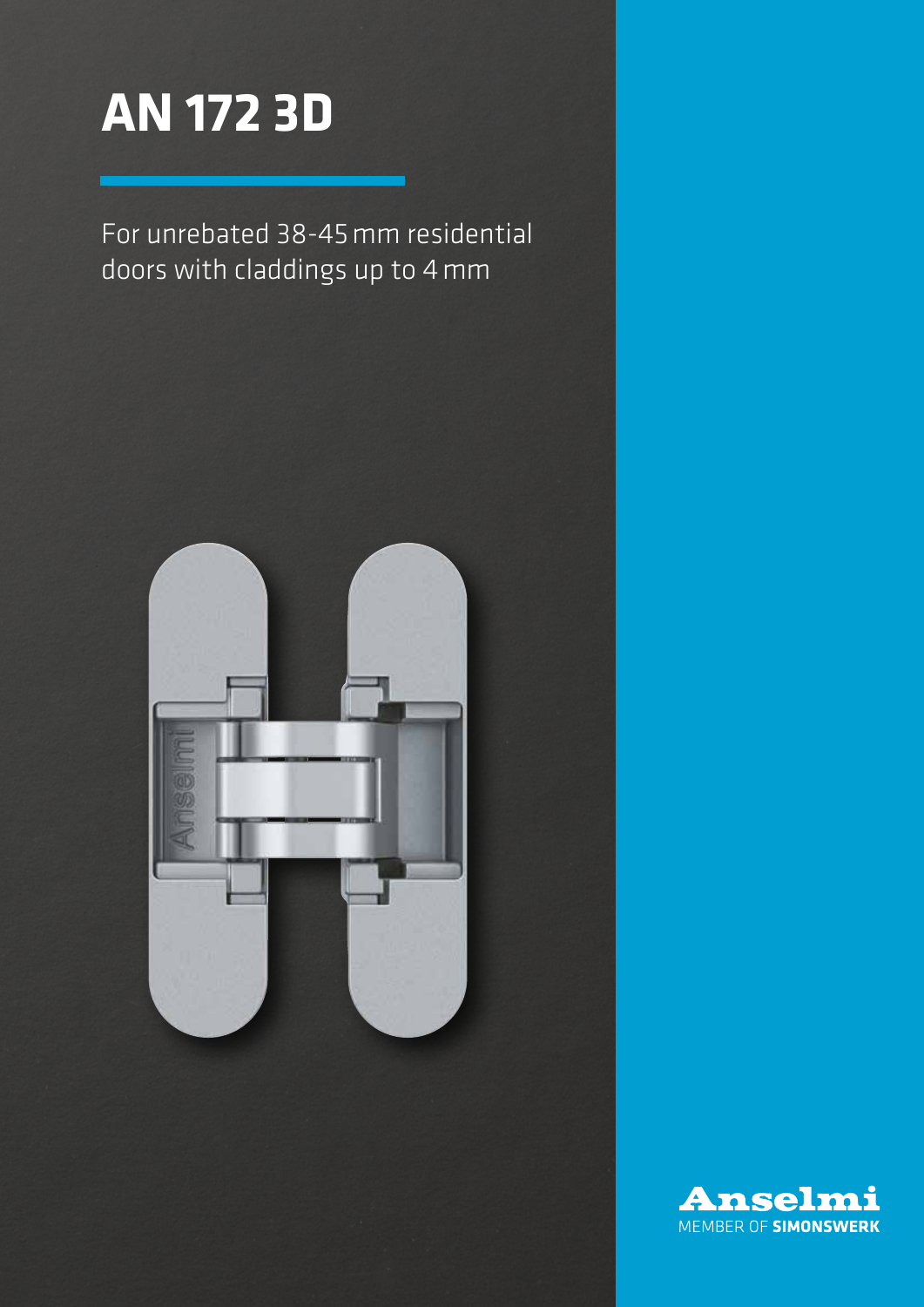# AN 172 3D

For unrebated 38-45 mm residential doors with claddings up to 4 mm

Anselmi
MEMBER OF **SIMONSWERK**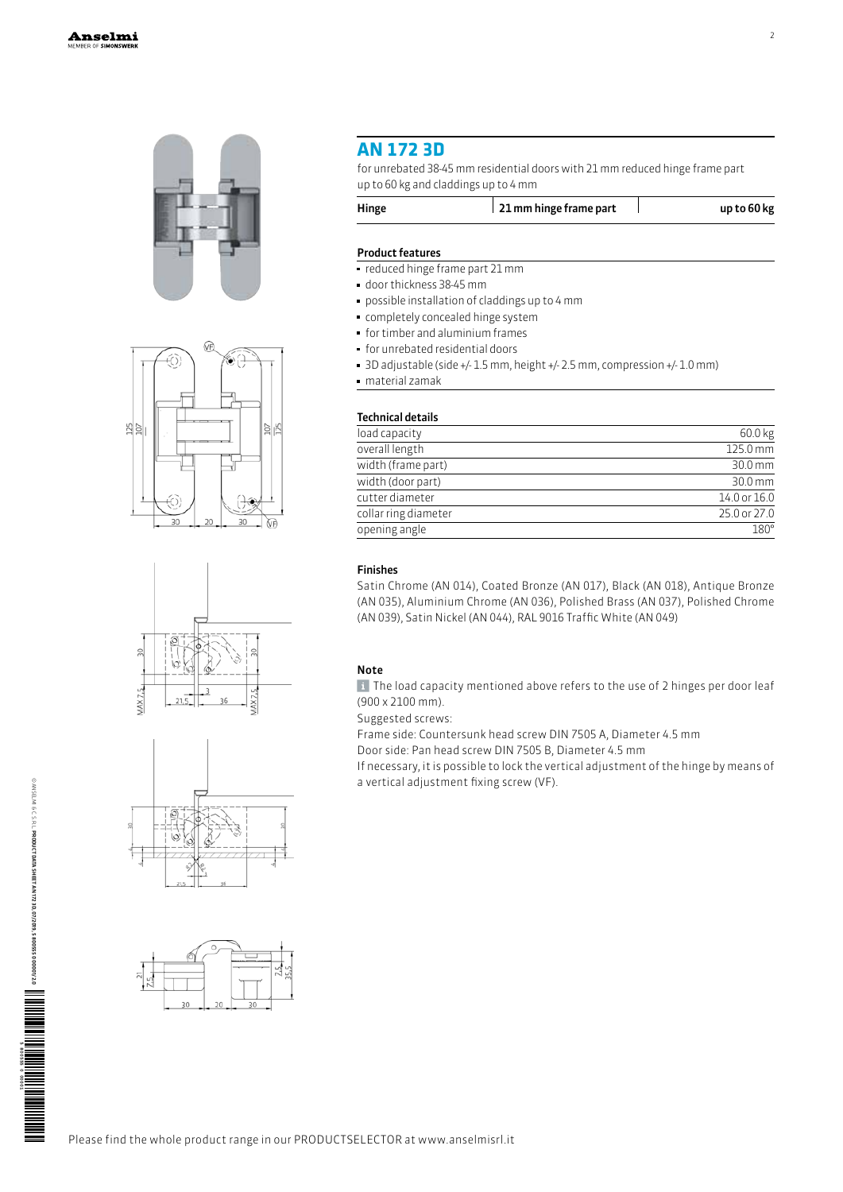## AN 172 3D

for unrebated 38-45 mm residential doors with 21 mm reduced hinge frame part up to 60 kg and claddings up to 4 mm

| Hinge | 21 mm hinge frame part | up to 60 kg |
|---|---|---|

### Product features

- reduced hinge frame part 21 mm
- door thickness 38-45 mm
- possible installation of claddings up to 4 mm
- completely concealed hinge system
- for timber and aluminium frames
- for unrebated residential doors
- 3D adjustable (side +/- 1.5 mm, height +/- 2.5 mm, compression +/- 1.0 mm)
- material zamak

### Technical details

| | |
|---|---|
| load capacity | 60.0 kg |
| overall length | 125.0 mm |
| width (frame part) | 30.0 mm |
| width (door part) | 30.0 mm |
| cutter diameter | 14.0 or 16.0 |
| collar ring diameter | 25.0 or 27.0 |
| opening angle | 180° |

### Finishes

Satin Chrome (AN 014), Coated Bronze (AN 017), Black (AN 018), Antique Bronze (AN 035), Aluminium Chrome (AN 036), Polished Brass (AN 037), Polished Chrome (AN 039), Satin Nickel (AN 044), RAL 9016 Traffic White (AN 049)

### Note

The load capacity mentioned above refers to the use of 2 hinges per door leaf (900 x 2100 mm).

Suggested screws:

Frame side: Countersunk head screw DIN 7505 A, Diameter 4.5 mm

Door side: Pan head screw DIN 7505 B, Diameter 4.5 mm

If necessary, it is possible to lock the vertical adjustment of the hinge by means of a vertical adjustment fixing screw (VF).

Please find the whole product range in our PRODUCTSELECTOR at www.anselmisrl.it